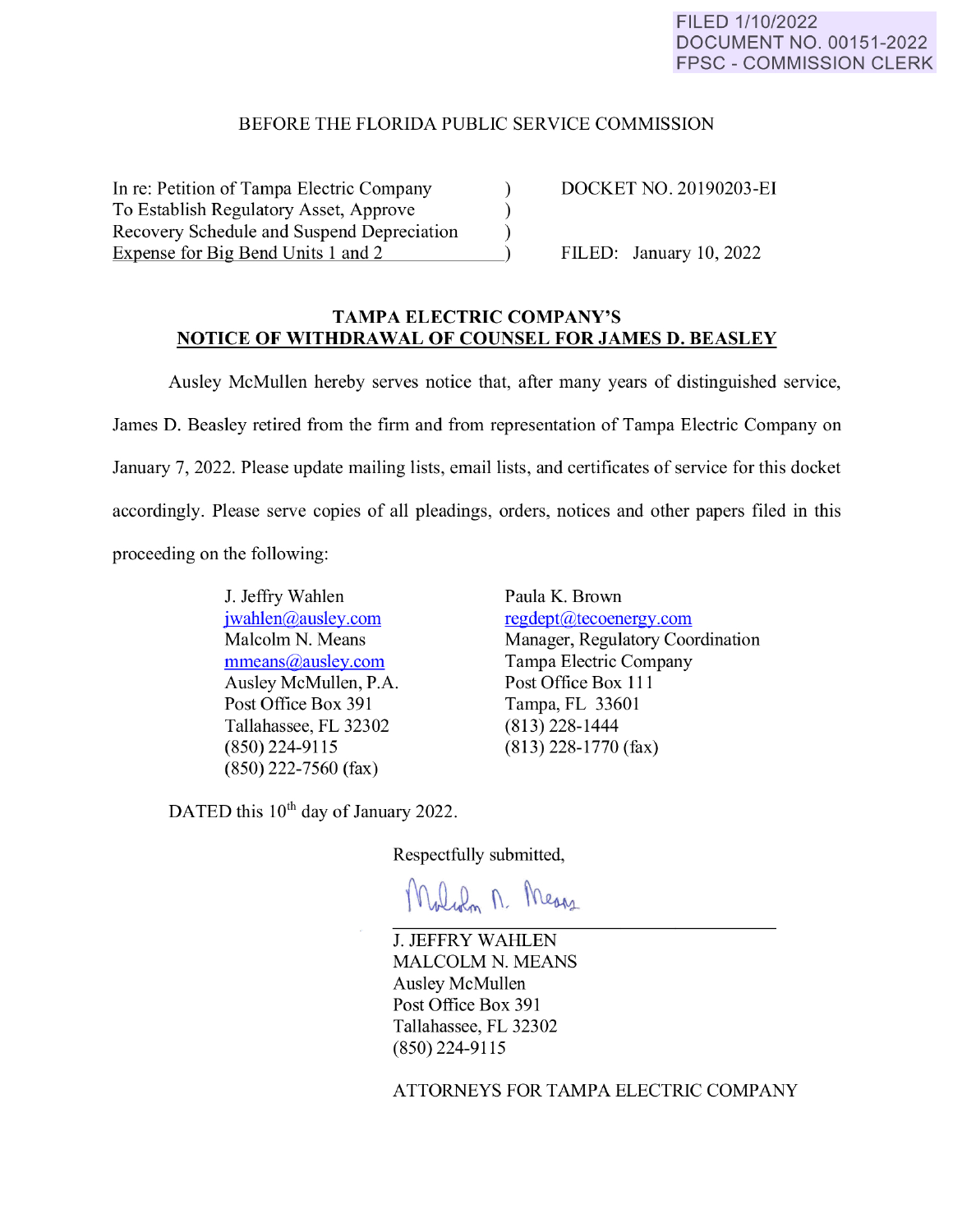FILED 1/10/2022
DOCUMENT NO. 00151-2022
FPSC - COMMISSION CLERK

BEFORE THE FLORIDA PUBLIC SERVICE COMMISSION

| | | |
|---|---|---|
| In re: Petition of Tampa Electric Company To Establish Regulatory Asset, Approve Recovery Schedule and Suspend Depreciation Expense for Big Bend Units 1 and 2 | ) | DOCKET NO. 20190203-EI<br><br>FILED: January 10, 2022 |

## TAMPA ELECTRIC COMPANY'S NOTICE OF WITHDRAWAL OF COUNSEL FOR JAMES D. BEASLEY

Ausley McMullen hereby serves notice that, after many years of distinguished service, James D. Beasley retired from the firm and from representation of Tampa Electric Company on January 7, 2022. Please update mailing lists, email lists, and certificates of service for this docket accordingly. Please serve copies of all pleadings, orders, notices and other papers filed in this proceeding on the following:

J. Jeffry Wahlen
jwahlen@ausley.com
Malcolm N. Means
mmeans@ausley.com
Ausley McMullen, P.A.
Post Office Box 391
Tallahassee, FL 32302
(850) 224-9115
(850) 222-7560 (fax)

Paula K. Brown
regdept@tecoenergy.com
Manager, Regulatory Coordination
Tampa Electric Company
Post Office Box 111
Tampa, FL 33601
(813) 228-1444
(813) 228-1770 (fax)

DATED this 10th day of January 2022.

Respectfully submitted,

Malcolm N. Means

J. JEFFRY WAHLEN
MALCOLM N. MEANS
Ausley McMullen
Post Office Box 391
Tallahassee, FL 32302
(850) 224-9115

ATTORNEYS FOR TAMPA ELECTRIC COMPANY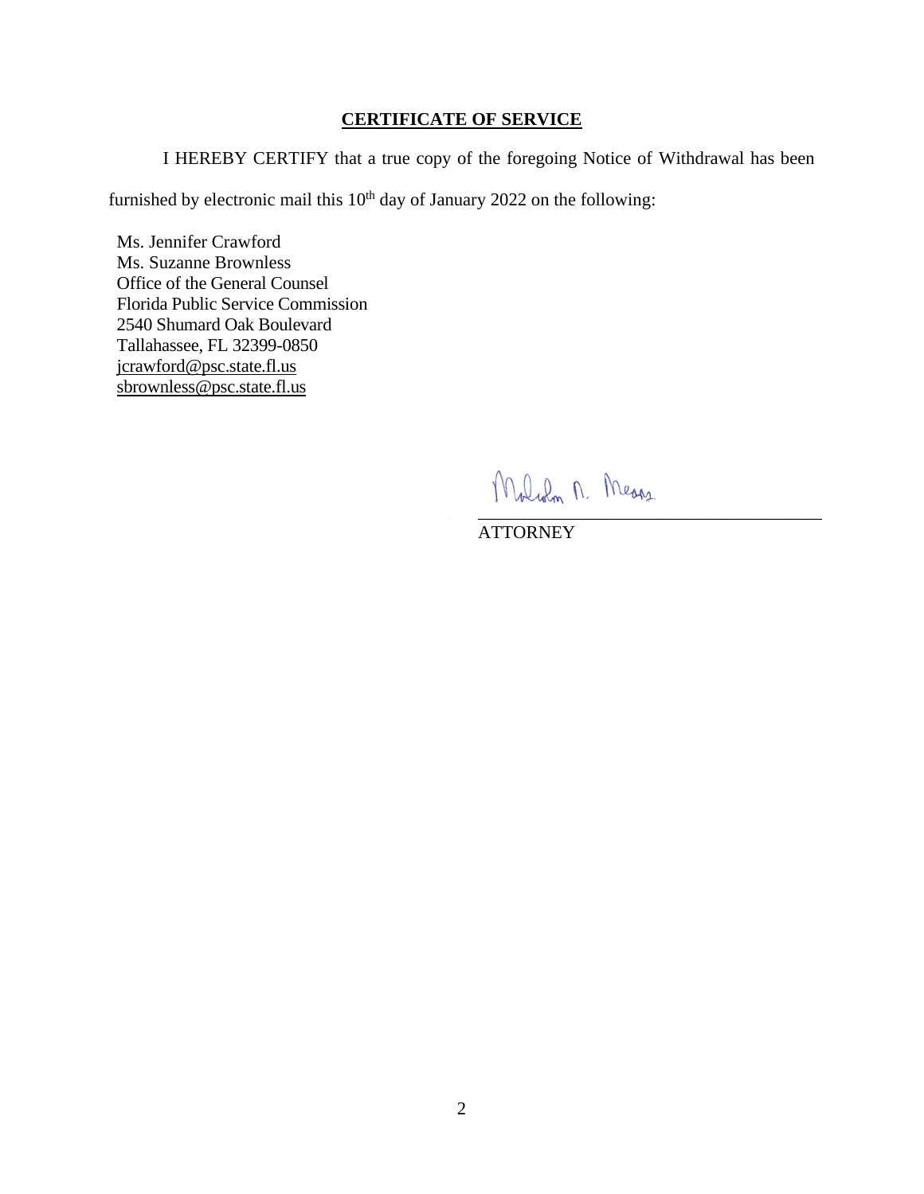## CERTIFICATE OF SERVICE

I HEREBY CERTIFY that a true copy of the foregoing Notice of Withdrawal has been furnished by electronic mail this 10th day of January 2022 on the following:

Ms. Jennifer Crawford
Ms. Suzanne Brownless
Office of the General Counsel
Florida Public Service Commission
2540 Shumard Oak Boulevard
Tallahassee, FL 32399-0850
jcrawford@psc.state.fl.us
sbrownless@psc.state.fl.us

Malcolm N. Means

ATTORNEY